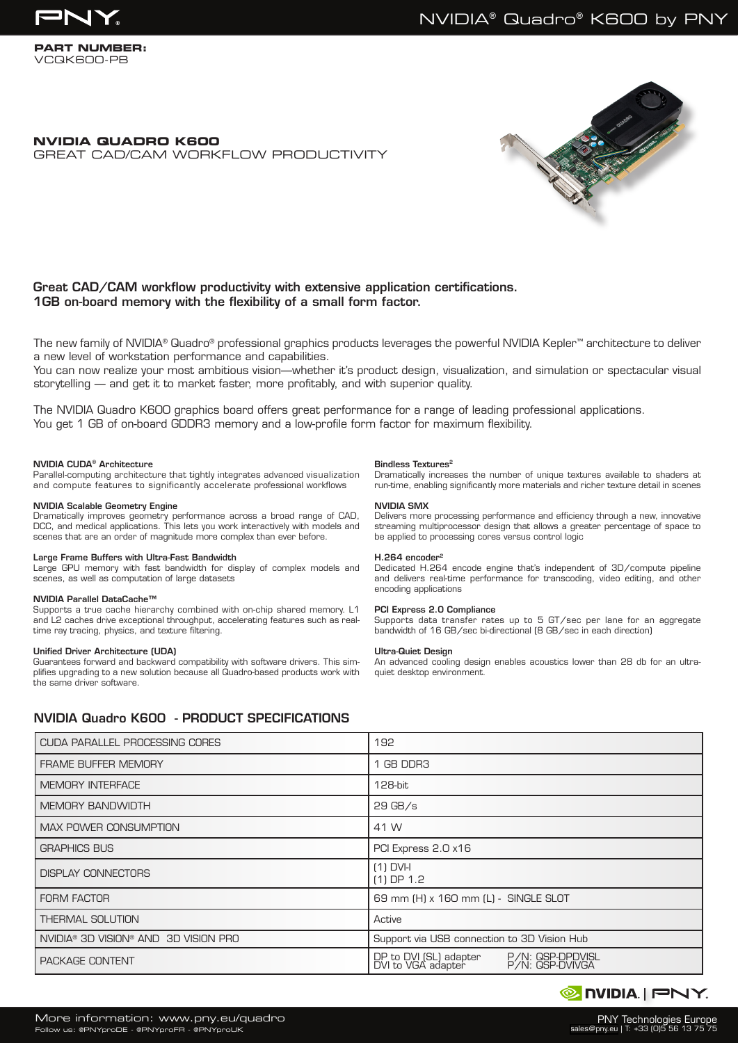**PART NUMBER:**
VCQK600-PB

## NVIDIA QUADRO K600

GREAT CAD/CAM WORKFLOW PRODUCTIVITY

**Great CAD/CAM workflow productivity with extensive application certifications.**
**1GB on-board memory with the flexibility of a small form factor.**

The new family of NVIDIA® Quadro® professional graphics products leverages the powerful NVIDIA Kepler™ architecture to deliver a new level of workstation performance and capabilities.
You can now realize your most ambitious vision—whether it's product design, visualization, and simulation or spectacular visual storytelling — and get it to market faster, more profitably, and with superior quality.

The NVIDIA Quadro K600 graphics board offers great performance for a range of leading professional applications.
You get 1 GB of on-board GDDR3 memory and a low-profile form factor for maximum flexibility.

**NVIDIA CUDA® Architecture**
Parallel-computing architecture that tightly integrates advanced visualization and compute features to significantly accelerate professional workflows

**NVIDIA Scalable Geometry Engine**
Dramatically improves geometry performance across a broad range of CAD, DCC, and medical applications. This lets you work interactively with models and scenes that are an order of magnitude more complex than ever before.

**Large Frame Buffers with Ultra-Fast Bandwidth**
Large GPU memory with fast bandwidth for display of complex models and scenes, as well as computation of large datasets

**NVIDIA Parallel DataCache™**
Supports a true cache hierarchy combined with on-chip shared memory. L1 and L2 caches drive exceptional throughput, accelerating features such as real-time ray tracing, physics, and texture filtering.

**Unified Driver Architecture (UDA)**
Guarantees forward and backward compatibility with software drivers. This simplifies upgrading to a new solution because all Quadro-based products work with the same driver software.

**Bindless Textures[2]**
Dramatically increases the number of unique textures available to shaders at run-time, enabling significantly more materials and richer texture detail in scenes

**NVIDIA SMX**
Delivers more processing performance and efficiency through a new, innovative streaming multiprocessor design that allows a greater percentage of space to be applied to processing cores versus control logic

**H.264 encoder[2]**
Dedicated H.264 encode engine that's independent of 3D/compute pipeline and delivers real-time performance for transcoding, video editing, and other encoding applications

**PCI Express 2.0 Compliance**
Supports data transfer rates up to 5 GT/sec per lane for an aggregate bandwidth of 16 GB/sec bi-directional (8 GB/sec in each direction)

**Ultra-Quiet Design**
An advanced cooling design enables acoustics lower than 28 db for an ultra-quiet desktop environment.

## NVIDIA Quadro K600 - PRODUCT SPECIFICATIONS

| | |
|---|---|
| CUDA PARALLEL PROCESSING CORES | 192 |
| FRAME BUFFER MEMORY | 1 GB DDR3 |
| MEMORY INTERFACE | 128-bit |
| MEMORY BANDWIDTH | 29 GB/s |
| MAX POWER CONSUMPTION | 41 W |
| GRAPHICS BUS | PCI Express 2.0 x16 |
| DISPLAY CONNECTORS | (1) DVI-I<br>(1) DP 1.2 |
| FORM FACTOR | 69 mm (H) x 160 mm (L) - SINGLE SLOT |
| THERMAL SOLUTION | Active |
| NVIDIA® 3D VISION® AND 3D VISION PRO | Support via USB connection to 3D Vision Hub |
| PACKAGE CONTENT | DP to DVI (SL) adapter P/N: QSP-DPDVISL<br>DVI to VGA adapter P/N: QSP-DVIVGA |

More information: www.pny.eu/quadro
Follow us: @PNYproDE - @PNYproFR - @PNYproUK

PNY Technologies Europe
sales@pny.eu | T: +33 (0)5 56 13 75 75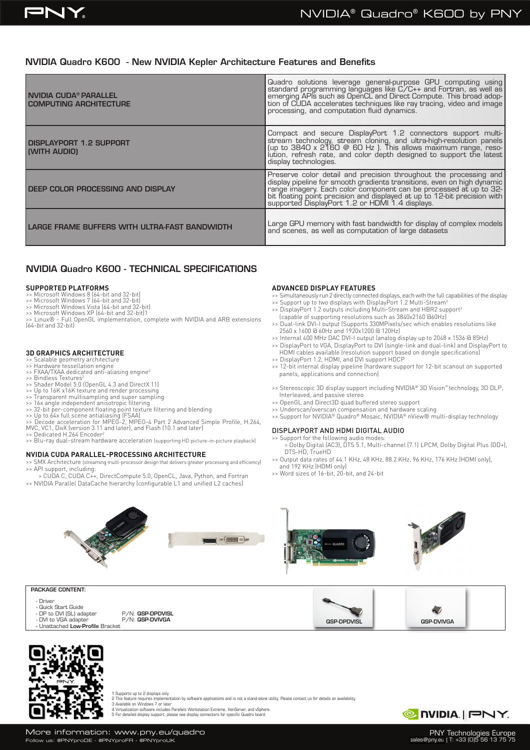## NVIDIA Quadro K600 - New NVIDIA Kepler Architecture Features and Benefits

| | |
|---|---|
| **NVIDIA CUDA® PARALLEL COMPUTING ARCHITECTURE** | Quadro solutions leverage general-purpose GPU computing using standard programming languages like C/C++ and Fortran, as well as emerging APIs such as OpenCL and Direct Compute. This broad adoption of CUDA accelerates techniques like ray tracing, video and image processing, and computation fluid dynamics. |
| **DISPLAYPORT 1.2 SUPPORT (WITH AUDIO)** | Compact and secure DisplayPort 1.2 connectors support multi-stream technology, stream cloning, and ultra-high-resolution panels (up to 3840 x 2160 @ 60 Hz ). This allows maximum range, resolution, refresh rate, and color depth designed to support the latest display technologies. |
| **DEEP COLOR PROCESSING AND DISPLAY** | Preserve color detail and precision throughout the processing and display pipeline for smooth gradients transitions, even on high dynamic range imagery. Each color component can be processed at up to 32-bit floating point precision and displayed at up to 12-bit precision with supported DisplayPort 1.2 or HDMI 1.4 displays. |
| **LARGE FRAME BUFFERS WITH ULTRA-FAST BANDWIDTH** | Large GPU memory with fast bandwidth for display of complex models and scenes, as well as computation of large datasets |

## NVIDIA Quadro K600 - TECHNICAL SPECIFICATIONS

### SUPPORTED PLATFORMS

>> Microsoft Windows 8 (64-bit and 32-bit)
>> Microsoft Windows 7 (64-bit and 32-bit)
>> Microsoft Windows Vista (64-bit and 32-bit)
>> Microsoft Windows XP (64-bit and 32-bit)1
>> Linux® - Full OpenGL implementation, complete with NVIDIA and ARB extensions (64-bit and 32-bit)

### 3D GRAPHICS ARCHITECTURE

>> Scalable geometry architecture
>> Hardware tessellation engine
>> FXAA/TXAA dedicated anti-aliasing engine[2]
>> Bindless Textures[2]
>> Shader Model 5.0 (OpenGL 4.3 and DirectX 11)
>> Up to 16K x16K texture and render processing
>> Transparent multisampling and super sampling
>> 16x angle independent anisotropic filtering
>> 32-bit per-component floating point texture filtering and blending
>> Up to 64x full scene antialiasing (FSAA)
>> Decode acceleration for MPEG-2, MPEG-4 Part 2 Advanced Simple Profile, H.264, MVC, VC1, DivX (version 3.11 and later), and Flash (10.1 and later)
>> Dedicated H.264 Encoder[2]
>> Blu-ray dual-stream hardware acceleration (supporting HD picture-in-picture playback)

### NVIDIA CUDA PARALLEL-PROCESSING ARCHITECTURE

>> SMX Architecture (streaming multi-processor design that delivers greater processing and efficiency)
>> API support, including:
> CUDA C, CUDA C++, DirectCompute 5.0, OpenCL, Java, Python, and Fortran
>> NVIDIA Parallel DataCache hierarchy (configurable L1 and unified L2 caches)

### ADVANCED DISPLAY FEATURES

>> Simultaneously run 2 directly connected displays, each with the full capabilities of the display
>> Support up to two displays with DisplayPort 1.2 Multi-Stream[3]
>> DisplayPort 1.2 outputs including Multi-Stream and HBR2 support[3] (capable of supporting resolutions such as 3840x2160 @60Hz)
>> Dual-link DVI-I output (Supports 330MPixels/sec which enables resolutions like 2560 x 1600 @ 60Hz and 1920x1200 @ 120Hz)
>> Internal 400 MHz DAC DVI-I output (analog display up to 2048 x 1536 @ 85Hz)
>> DisplayPort to VGA, DisplayPort to DVI (single-link and dual-link) and DisplayPort to HDMI cables available (resolution support based on dongle specifications)
>> DisplayPort 1.2, HDMI, and DVI support HDCP
>> 12-bit internal display pipeline (hardware support for 12-bit scanout on supported panels, applications and connection)
>> Stereoscopic 3D display support including NVIDIA® 3D Vision™ technology, 3D DLP, Interleaved, and passive stereo
>> OpenGL and Direct3D quad buffered stereo support
>> Underscan/overscan compensation and hardware scaling
>> Support for NVIDIA® Quadro® Mosaic, NVIDIA® nView® multi-display technology

### DISPLAYPORT AND HDMI DIGITAL AUDIO

>> Support for the following audio modes:
> Dolby Digital (AC3), DTS 5.1, Multi-channel (7.1) LPCM, Dolby Digital Plus (DD+), DTS-HD, TrueHD
>> Output data rates of 44.1 KHz, 48 KHz, 88.2 KHz, 96 KHz, 176 KHz (HDMI only), and 192 KHz (HDMI only)
>> Word sizes of 16-bit, 20-bit, and 24-bit

**PACKAGE CONTENT:**

- Driver
- Quick Start Guide
- DP to DVI (SL) adapter P/N: **QSP-DPDVISL**
- DVI to VGA adapter P/N: **QSP-DVIVGA**
- Unattached **Low-Profile** Bracket

QSP-DPDVISL

QSP-DVIVGA

1 Supports up to 2 displays only
2 This feature requires implementation by software applications and is not a stand-alone utility. Please contact us for details on availability.
3 Available on Windows 7 or later
4 Virtualization software includes Parallels Workstation Extreme, XenServer, and vSphere.
5 For detailed display support, please see display connectors for specific Quadro board.

More information: www.pny.eu/quadro
Follow us: @PNYproDE - @PNYproFR - @PNYproUK

PNY Technologies Europe
sales@pny.eu | T: +33 (0)5 56 13 75 75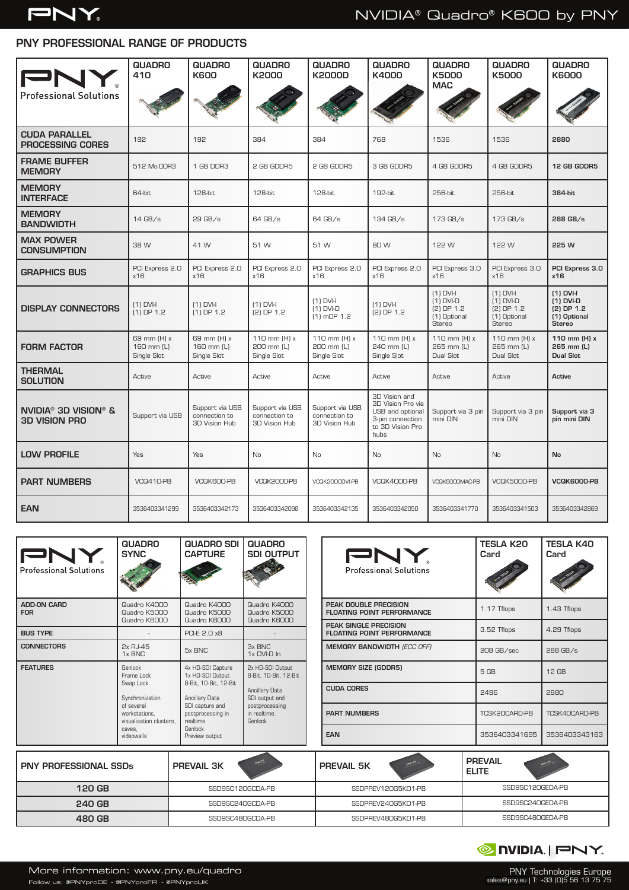## PNY PROFESSIONAL RANGE OF PRODUCTS

| PNY Professional Solutions | QUADRO 410 | QUADRO K600 | QUADRO K2000 | QUADRO K2000D | QUADRO K4000 | QUADRO K5000 MAC | QUADRO K5000 | QUADRO K6000 |
|---|---|---|---|---|---|---|---|---|
| CUDA PARALLEL PROCESSING CORES | 192 | 192 | 384 | 384 | 768 | 1536 | 1536 | **2880** |
| FRAME BUFFER MEMORY | 512 Mo DDR3 | 1 GB DDR3 | 2 GB GDDR5 | 2 GB GDDR5 | 3 GB GDDR5 | 4 GB GDDR5 | 4 GB GDDR5 | **12 GB GDDR5** |
| MEMORY INTERFACE | 64-bit | 128-bit | 128-bit | 128-bit | 192-bit | 256-bit | 256-bit | **384-bit** |
| MEMORY BANDWIDTH | 14 GB/s | 29 GB/s | 64 GB/s | 64 GB/s | 134 GB/s | 173 GB/s | 173 GB/s | **288 GB/s** |
| MAX POWER CONSUMPTION | 38 W | 41 W | 51 W | 51 W | 80 W | 122 W | 122 W | **225 W** |
| GRAPHICS BUS | PCI Express 2.0 x16 | PCI Express 2.0 x16 | PCI Express 2.0 x16 | PCI Express 2.0 x16 | PCI Express 2.0 x16 | PCI Express 3.0 x16 | PCI Express 3.0 x16 | **PCI Express 3.0 x16** |
| DISPLAY CONNECTORS | (1) DVI-I (1) DP 1.2 | (1) DVI-I (1) DP 1.2 | (1) DVI-I (2) DP 1.2 | (1) DVI-I (1) DVI-D (1) mDP 1.2 | (1) DVI-I (2) DP 1.2 | (1) DVI-I (1) DVI-D (2) DP 1.2 (1) Optional Stereo | (1) DVI-I (1) DVI-D (2) DP 1.2 (1) Optional Stereo | **(1) DVI-I (1) DVI-D (2) DP 1.2 (1) Optional Stereo** |
| FORM FACTOR | 69 mm (H) x 160 mm (L) Single Slot | 69 mm (H) x 160 mm (L) Single Slot | 110 mm (H) x 200 mm (L) Single Slot | 110 mm (H) x 200 mm (L) Single Slot | 110 mm (H) x 240 mm (L) Single Slot | 110 mm (H) x 265 mm (L) Dual Slot | 110 mm (H) x 265 mm (L) Dual Slot | **110 mm (H) x 265 mm (L) Dual Slot** |
| THERMAL SOLUTION | Active | Active | Active | Active | Active | Active | Active | **Active** |
| NVIDIA® 3D VISION® & 3D VISION PRO | Support via USB | Support via USB connection to 3D Vision Hub | Support via USB connection to 3D Vision Hub | Support via USB connection to 3D Vision Hub | 3D Vision and 3D Vision Pro via USB and optional 3-pin connection to 3D Vision Pro hubs | Support via 3 pin mini DIN | Support via 3 pin mini DIN | **Support via 3 pin mini DIN** |
| LOW PROFILE | Yes | Yes | No | No | No | No | No | **No** |
| PART NUMBERS | VCQ410-PB | VCQK600-PB | VCQK2000-PB | VCQK2000DVI-PB | VCQK4000-PB | VCQK5000MAC-PB | VCQK5000-PB | **VCQK6000-PB** |
| EAN | 3536403341299 | 3536403342173 | 3536403342098 | 3536403342135 | 3536403342050 | 3536403341770 | 3536403341503 | 3536403342869 |

| PNY Professional Solutions | QUADRO SYNC | QUADRO SDI CAPTURE | QUADRO SDI OUTPUT |
|---|---|---|---|
| ADD-ON CARD FOR | Quadro K4000 Quadro K5000 Quadro K6000 | Quadro K4000 Quadro K5000 Quadro K6000 | Quadro K4000 Quadro K5000 Quadro K6000 |
| BUS TYPE | - | PCI-E 2.0 x8 | - |
| CONNECTORS | 2x RJ-45 1x BNC | 5x BNC | 3x BNC 1x DVI-D In |
| FEATURES | Genlock Frame Lock Swap Lock Synchronization of several workstations, visualisation clusters, caves, videowalls | 4x HD-SDI Capture 1x HD-SDI Output 8-Bit, 10-Bit, 12-Bit Ancillary Data SDI capture and postprocessing in realtime. Genlock Preview output | 2x HD-SDI Output 8-Bit, 10-Bit, 12-Bit Ancillary Data SDI output and postprocessing in realtime. Genlock |

| PNY Professional Solutions | TESLA K20 Card | TESLA K40 Card |
|---|---|---|
| PEAK DOUBLE PRECISION FLOATING POINT PERFORMANCE | 1.17 Tflops | 1.43 Tflops |
| PEAK SINGLE PRECISION FLOATING POINT PERFORMANCE | 3.52 Tflops | 4.29 Tflops |
| MEMORY BANDWIDTH *(ECC OFF)* | 208 GB/sec | 288 GB/s |
| MEMORY SIZE (GDDR5) | 5 GB | 12 GB |
| CUDA CORES | 2496 | 2880 |
| PART NUMBERS | TCSK20CARD-PB | TCSK40CARD-PB |
| EAN | 3536403341695 | 3536403343163 |

| PNY PROFESSIONAL SSDs | PREVAIL 3K | PREVAIL 5K | PREVAIL ELITE |
|---|---|---|---|
| 120 GB | SSD9SC120GCDA-PB | SSDPREV120G5K01-PB | SSD9SC120GEDA-PB |
| 240 GB | SSD9SC240GCDA-PB | SSDPREV240G5K01-PB | SSD9SC240GEDA-PB |
| 480 GB | SSD9SC480GCDA-PB | SSDPREV480G5K01-PB | SSD9SC480GEDA-PB |

NVIDIA | PNY

More information: www.pny.eu/quadro

Follow us: @PNYproDE - @PNYproFR - @PNYproUK

PNY Technologies Europe
sales@pny.eu | T: +33 (0)5 56 13 75 75